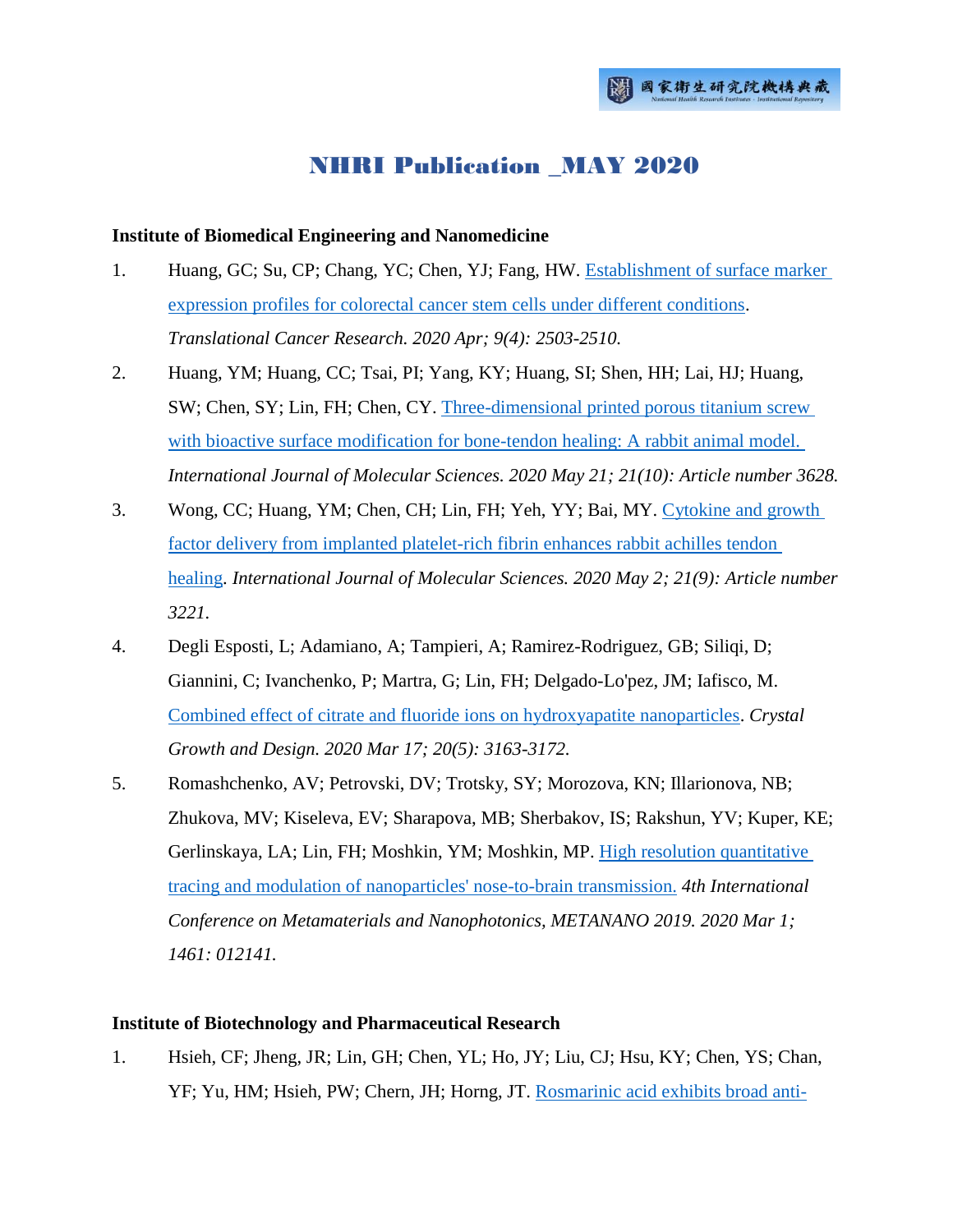# NHRI Publication _MAY 2020

### Institute of Biomedical Engineering and Nanomedicine

1. Huang, GC; Su, CP; Chang, YC; Chen, YJ; Fang, HW. Establishment of surface marker expression profiles for colorectal cancer stem cells under different conditions. *Translational Cancer Research. 2020 Apr; 9(4): 2503-2510.*
2. Huang, YM; Huang, CC; Tsai, PI; Yang, KY; Huang, SI; Shen, HH; Lai, HJ; Huang, SW; Chen, SY; Lin, FH; Chen, CY. Three-dimensional printed porous titanium screw with bioactive surface modification for bone-tendon healing: A rabbit animal model. *International Journal of Molecular Sciences. 2020 May 21; 21(10): Article number 3628.*
3. Wong, CC; Huang, YM; Chen, CH; Lin, FH; Yeh, YY; Bai, MY. Cytokine and growth factor delivery from implanted platelet-rich fibrin enhances rabbit achilles tendon healing. *International Journal of Molecular Sciences. 2020 May 2; 21(9): Article number 3221.*
4. Degli Esposti, L; Adamiano, A; Tampieri, A; Ramirez-Rodriguez, GB; Siliqi, D; Giannini, C; Ivanchenko, P; Martra, G; Lin, FH; Delgado-Lo'pez, JM; Iafisco, M. Combined effect of citrate and fluoride ions on hydroxyapatite nanoparticles. *Crystal Growth and Design. 2020 Mar 17; 20(5): 3163-3172.*
5. Romashchenko, AV; Petrovski, DV; Trotsky, SY; Morozova, KN; Illarionova, NB; Zhukova, MV; Kiseleva, EV; Sharapova, MB; Sherbakov, IS; Rakshun, YV; Kuper, KE; Gerlinskaya, LA; Lin, FH; Moshkin, YM; Moshkin, MP. High resolution quantitative tracing and modulation of nanoparticles' nose-to-brain transmission. *4th International Conference on Metamaterials and Nanophotonics, METANANO 2019. 2020 Mar 1; 1461: 012141.*

### Institute of Biotechnology and Pharmaceutical Research

1. Hsieh, CF; Jheng, JR; Lin, GH; Chen, YL; Ho, JY; Liu, CJ; Hsu, KY; Chen, YS; Chan, YF; Yu, HM; Hsieh, PW; Chern, JH; Horng, JT. Rosmarinic acid exhibits broad anti-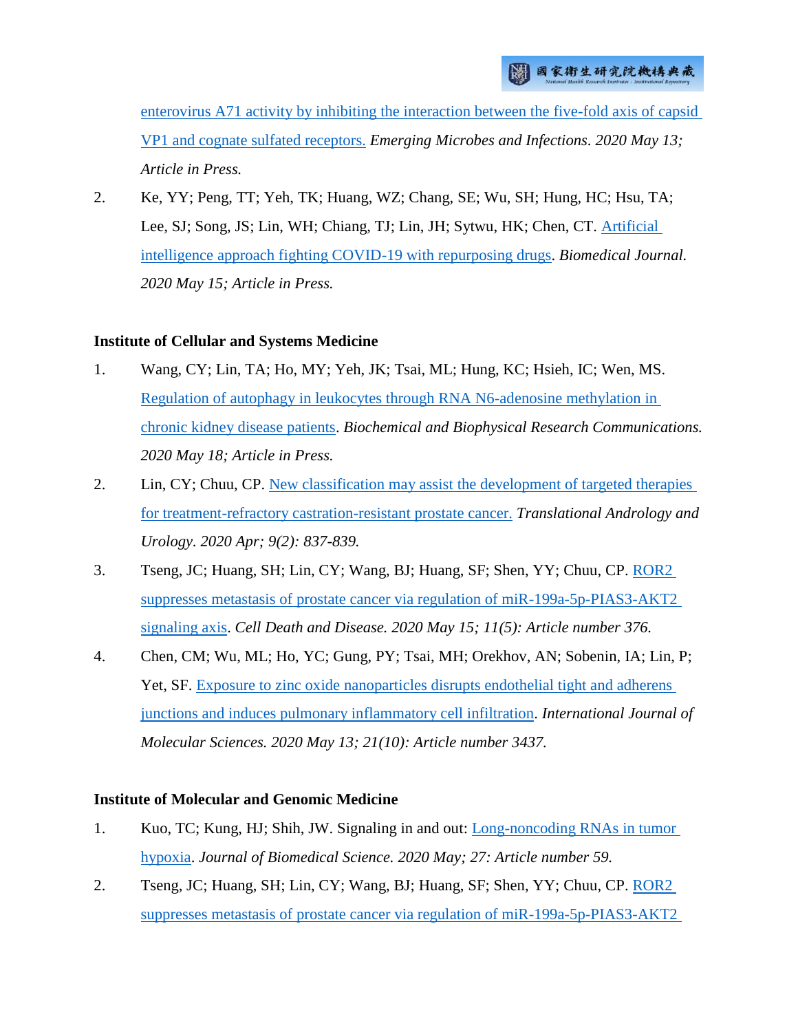enterovirus A71 activity by inhibiting the interaction between the five-fold axis of capsid VP1 and cognate sulfated receptors. *Emerging Microbes and Infections. 2020 May 13; Article in Press.*

2. Ke, YY; Peng, TT; Yeh, TK; Huang, WZ; Chang, SE; Wu, SH; Hung, HC; Hsu, TA; Lee, SJ; Song, JS; Lin, WH; Chiang, TJ; Lin, JH; Sytwu, HK; Chen, CT. Artificial intelligence approach fighting COVID-19 with repurposing drugs. *Biomedical Journal. 2020 May 15; Article in Press.*

**Institute of Cellular and Systems Medicine**

1. Wang, CY; Lin, TA; Ho, MY; Yeh, JK; Tsai, ML; Hung, KC; Hsieh, IC; Wen, MS. Regulation of autophagy in leukocytes through RNA N6-adenosine methylation in chronic kidney disease patients. *Biochemical and Biophysical Research Communications. 2020 May 18; Article in Press.*
2. Lin, CY; Chuu, CP. New classification may assist the development of targeted therapies for treatment-refractory castration-resistant prostate cancer. *Translational Andrology and Urology. 2020 Apr; 9(2): 837-839.*
3. Tseng, JC; Huang, SH; Lin, CY; Wang, BJ; Huang, SF; Shen, YY; Chuu, CP. ROR2 suppresses metastasis of prostate cancer via regulation of miR-199a-5p-PIAS3-AKT2 signaling axis. *Cell Death and Disease. 2020 May 15; 11(5): Article number 376.*
4. Chen, CM; Wu, ML; Ho, YC; Gung, PY; Tsai, MH; Orekhov, AN; Sobenin, IA; Lin, P; Yet, SF. Exposure to zinc oxide nanoparticles disrupts endothelial tight and adherens junctions and induces pulmonary inflammatory cell infiltration. *International Journal of Molecular Sciences. 2020 May 13; 21(10): Article number 3437.*

**Institute of Molecular and Genomic Medicine**

1. Kuo, TC; Kung, HJ; Shih, JW. Signaling in and out: Long-noncoding RNAs in tumor hypoxia. *Journal of Biomedical Science. 2020 May; 27: Article number 59.*
2. Tseng, JC; Huang, SH; Lin, CY; Wang, BJ; Huang, SF; Shen, YY; Chuu, CP. ROR2 suppresses metastasis of prostate cancer via regulation of miR-199a-5p-PIAS3-AKT2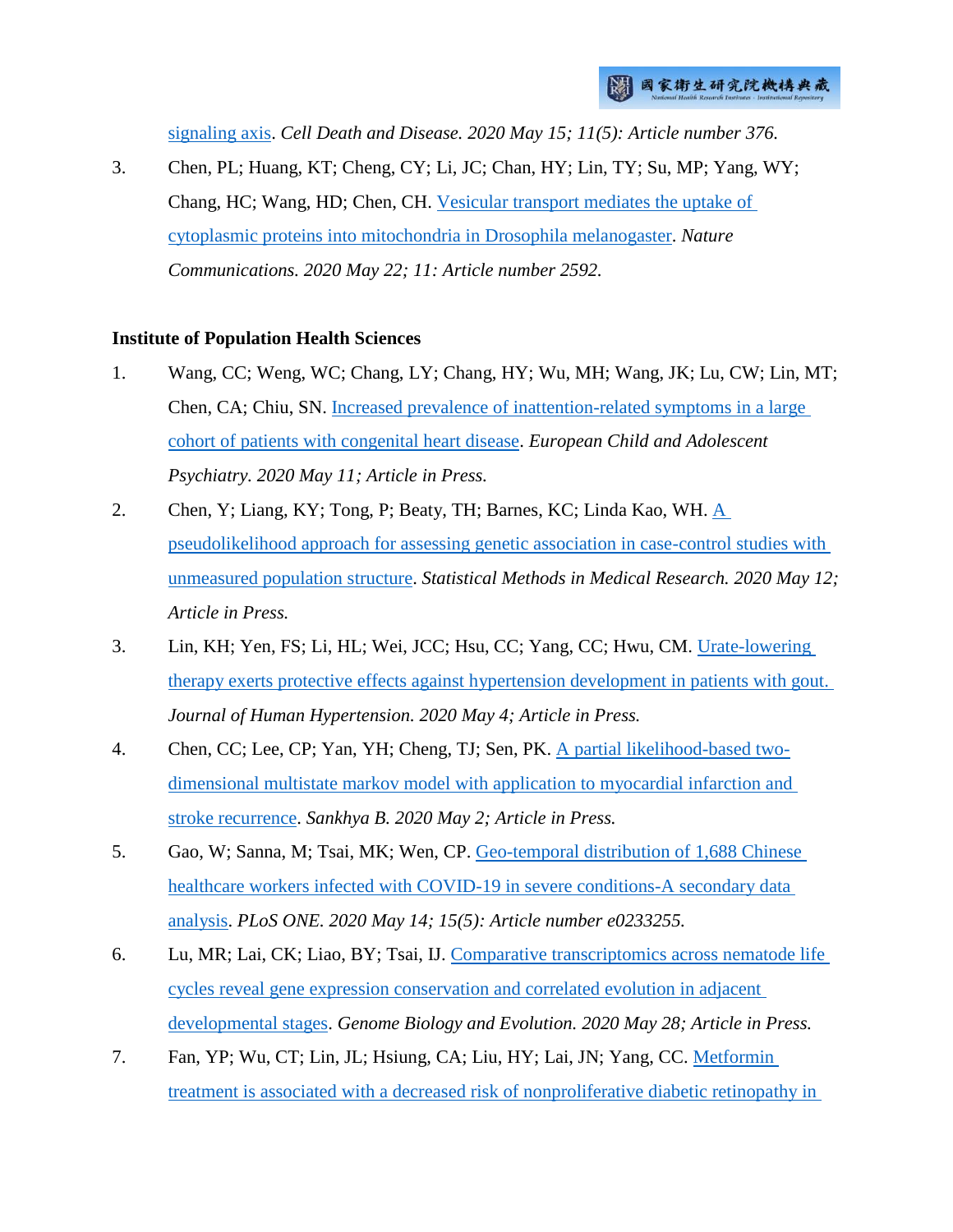signaling axis. *Cell Death and Disease. 2020 May 15; 11(5): Article number 376.*

3. Chen, PL; Huang, KT; Cheng, CY; Li, JC; Chan, HY; Lin, TY; Su, MP; Yang, WY; Chang, HC; Wang, HD; Chen, CH. Vesicular transport mediates the uptake of cytoplasmic proteins into mitochondria in Drosophila melanogaster. *Nature Communications. 2020 May 22; 11: Article number 2592.*

**Institute of Population Health Sciences**

1. Wang, CC; Weng, WC; Chang, LY; Chang, HY; Wu, MH; Wang, JK; Lu, CW; Lin, MT; Chen, CA; Chiu, SN. Increased prevalence of inattention-related symptoms in a large cohort of patients with congenital heart disease. *European Child and Adolescent Psychiatry. 2020 May 11; Article in Press.*
2. Chen, Y; Liang, KY; Tong, P; Beaty, TH; Barnes, KC; Linda Kao, WH. A pseudolikelihood approach for assessing genetic association in case-control studies with unmeasured population structure. *Statistical Methods in Medical Research. 2020 May 12; Article in Press.*
3. Lin, KH; Yen, FS; Li, HL; Wei, JCC; Hsu, CC; Yang, CC; Hwu, CM. Urate-lowering therapy exerts protective effects against hypertension development in patients with gout. *Journal of Human Hypertension. 2020 May 4; Article in Press.*
4. Chen, CC; Lee, CP; Yan, YH; Cheng, TJ; Sen, PK. A partial likelihood-based two-dimensional multistate markov model with application to myocardial infarction and stroke recurrence. *Sankhya B. 2020 May 2; Article in Press.*
5. Gao, W; Sanna, M; Tsai, MK; Wen, CP. Geo-temporal distribution of 1,688 Chinese healthcare workers infected with COVID-19 in severe conditions-A secondary data analysis. *PLoS ONE. 2020 May 14; 15(5): Article number e0233255.*
6. Lu, MR; Lai, CK; Liao, BY; Tsai, IJ. Comparative transcriptomics across nematode life cycles reveal gene expression conservation and correlated evolution in adjacent developmental stages. *Genome Biology and Evolution. 2020 May 28; Article in Press.*
7. Fan, YP; Wu, CT; Lin, JL; Hsiung, CA; Liu, HY; Lai, JN; Yang, CC. Metformin treatment is associated with a decreased risk of nonproliferative diabetic retinopathy in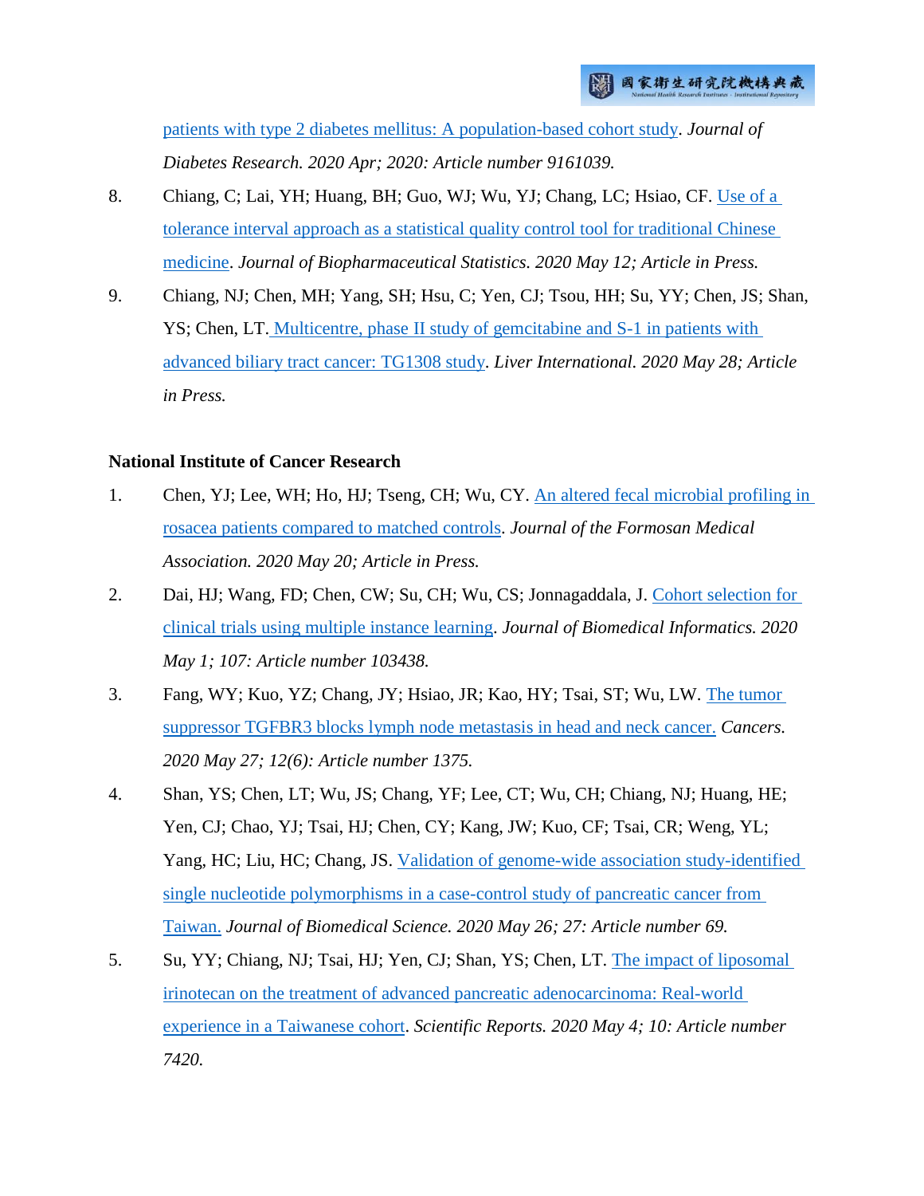patients with type 2 diabetes mellitus: A population-based cohort study. *Journal of Diabetes Research. 2020 Apr; 2020: Article number 9161039.*

8. Chiang, C; Lai, YH; Huang, BH; Guo, WJ; Wu, YJ; Chang, LC; Hsiao, CF. Use of a tolerance interval approach as a statistical quality control tool for traditional Chinese medicine. *Journal of Biopharmaceutical Statistics. 2020 May 12; Article in Press.*
9. Chiang, NJ; Chen, MH; Yang, SH; Hsu, C; Yen, CJ; Tsou, HH; Su, YY; Chen, JS; Shan, YS; Chen, LT. Multicentre, phase II study of gemcitabine and S-1 in patients with advanced biliary tract cancer: TG1308 study. *Liver International. 2020 May 28; Article in Press.*

**National Institute of Cancer Research**

1. Chen, YJ; Lee, WH; Ho, HJ; Tseng, CH; Wu, CY. An altered fecal microbial profiling in rosacea patients compared to matched controls. *Journal of the Formosan Medical Association. 2020 May 20; Article in Press.*
2. Dai, HJ; Wang, FD; Chen, CW; Su, CH; Wu, CS; Jonnagaddala, J. Cohort selection for clinical trials using multiple instance learning. *Journal of Biomedical Informatics. 2020 May 1; 107: Article number 103438.*
3. Fang, WY; Kuo, YZ; Chang, JY; Hsiao, JR; Kao, HY; Tsai, ST; Wu, LW. The tumor suppressor TGFBR3 blocks lymph node metastasis in head and neck cancer. *Cancers. 2020 May 27; 12(6): Article number 1375.*
4. Shan, YS; Chen, LT; Wu, JS; Chang, YF; Lee, CT; Wu, CH; Chiang, NJ; Huang, HE; Yen, CJ; Chao, YJ; Tsai, HJ; Chen, CY; Kang, JW; Kuo, CF; Tsai, CR; Weng, YL; Yang, HC; Liu, HC; Chang, JS. Validation of genome-wide association study-identified single nucleotide polymorphisms in a case-control study of pancreatic cancer from Taiwan. *Journal of Biomedical Science. 2020 May 26; 27: Article number 69.*
5. Su, YY; Chiang, NJ; Tsai, HJ; Yen, CJ; Shan, YS; Chen, LT. The impact of liposomal irinotecan on the treatment of advanced pancreatic adenocarcinoma: Real-world experience in a Taiwanese cohort. *Scientific Reports. 2020 May 4; 10: Article number 7420.*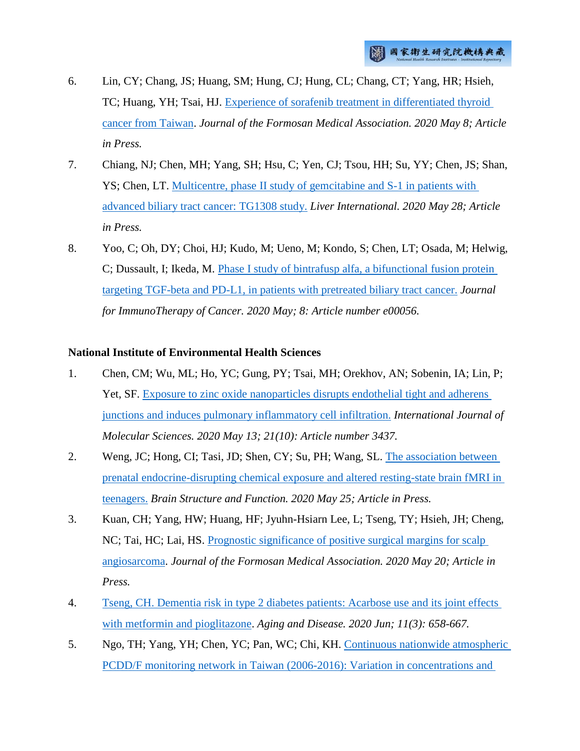6. Lin, CY; Chang, JS; Huang, SM; Hung, CJ; Hung, CL; Chang, CT; Yang, HR; Hsieh, TC; Huang, YH; Tsai, HJ. Experience of sorafenib treatment in differentiated thyroid cancer from Taiwan. *Journal of the Formosan Medical Association. 2020 May 8; Article in Press.*

7. Chiang, NJ; Chen, MH; Yang, SH; Hsu, C; Yen, CJ; Tsou, HH; Su, YY; Chen, JS; Shan, YS; Chen, LT. Multicentre, phase II study of gemcitabine and S-1 in patients with advanced biliary tract cancer: TG1308 study. *Liver International. 2020 May 28; Article in Press.*

8. Yoo, C; Oh, DY; Choi, HJ; Kudo, M; Ueno, M; Kondo, S; Chen, LT; Osada, M; Helwig, C; Dussault, I; Ikeda, M. Phase I study of bintrafusp alfa, a bifunctional fusion protein targeting TGF-beta and PD-L1, in patients with pretreated biliary tract cancer. *Journal for ImmunoTherapy of Cancer. 2020 May; 8: Article number e00056.*

**National Institute of Environmental Health Sciences**

1. Chen, CM; Wu, ML; Ho, YC; Gung, PY; Tsai, MH; Orekhov, AN; Sobenin, IA; Lin, P; Yet, SF. Exposure to zinc oxide nanoparticles disrupts endothelial tight and adherens junctions and induces pulmonary inflammatory cell infiltration. *International Journal of Molecular Sciences. 2020 May 13; 21(10): Article number 3437.*

2. Weng, JC; Hong, CI; Tasi, JD; Shen, CY; Su, PH; Wang, SL. The association between prenatal endocrine-disrupting chemical exposure and altered resting-state brain fMRI in teenagers. *Brain Structure and Function. 2020 May 25; Article in Press.*

3. Kuan, CH; Yang, HW; Huang, HF; Jyuhn-Hsiarn Lee, L; Tseng, TY; Hsieh, JH; Cheng, NC; Tai, HC; Lai, HS. Prognostic significance of positive surgical margins for scalp angiosarcoma. *Journal of the Formosan Medical Association. 2020 May 20; Article in Press.*

4. Tseng, CH. Dementia risk in type 2 diabetes patients: Acarbose use and its joint effects with metformin and pioglitazone. *Aging and Disease. 2020 Jun; 11(3): 658-667.*

5. Ngo, TH; Yang, YH; Chen, YC; Pan, WC; Chi, KH. Continuous nationwide atmospheric PCDD/F monitoring network in Taiwan (2006-2016): Variation in concentrations and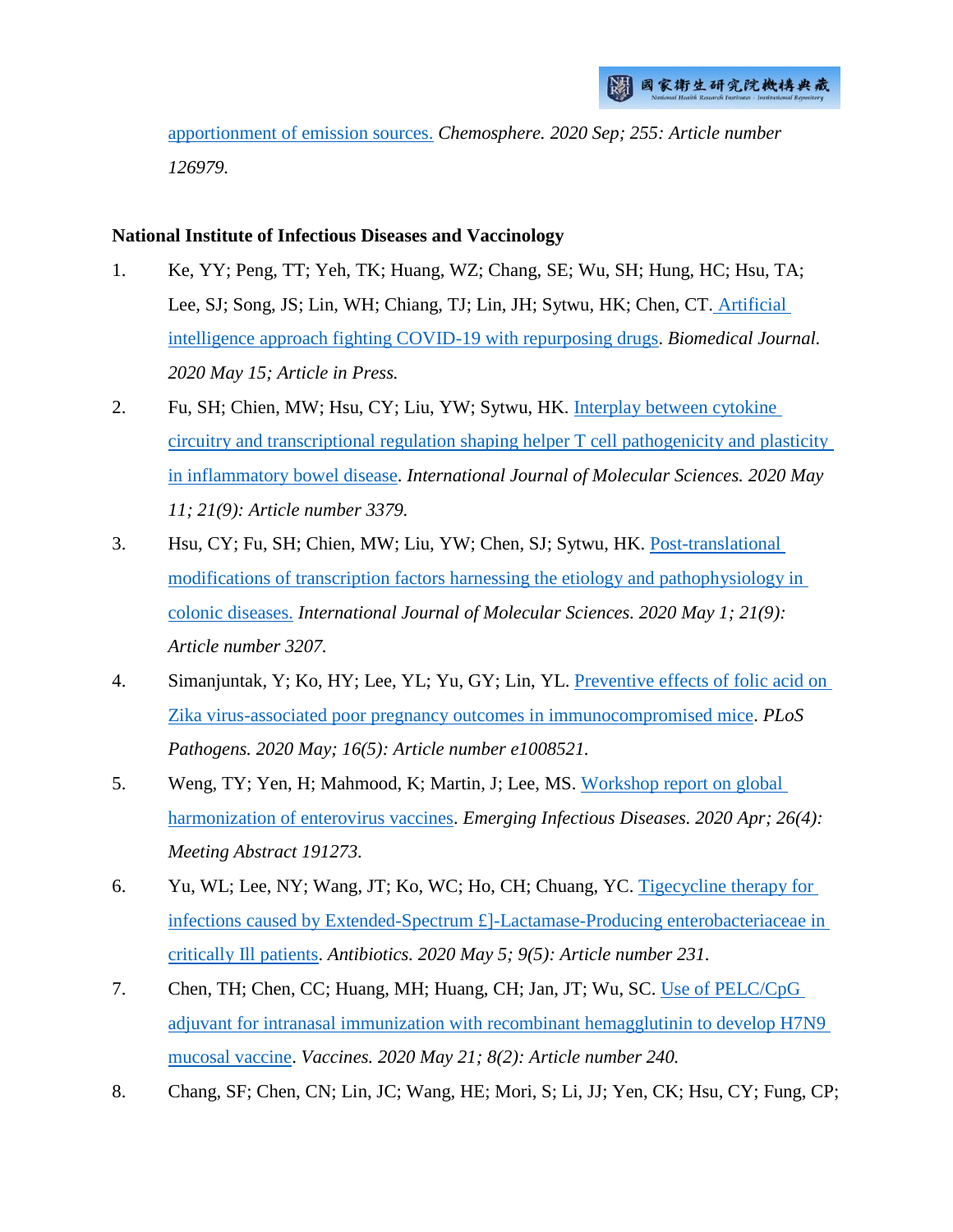apportionment of emission sources. *Chemosphere. 2020 Sep; 255: Article number 126979.*

**National Institute of Infectious Diseases and Vaccinology**

1. Ke, YY; Peng, TT; Yeh, TK; Huang, WZ; Chang, SE; Wu, SH; Hung, HC; Hsu, TA; Lee, SJ; Song, JS; Lin, WH; Chiang, TJ; Lin, JH; Sytwu, HK; Chen, CT. Artificial intelligence approach fighting COVID-19 with repurposing drugs. *Biomedical Journal. 2020 May 15; Article in Press.*
2. Fu, SH; Chien, MW; Hsu, CY; Liu, YW; Sytwu, HK. Interplay between cytokine circuitry and transcriptional regulation shaping helper T cell pathogenicity and plasticity in inflammatory bowel disease. *International Journal of Molecular Sciences. 2020 May 11; 21(9): Article number 3379.*
3. Hsu, CY; Fu, SH; Chien, MW; Liu, YW; Chen, SJ; Sytwu, HK. Post-translational modifications of transcription factors harnessing the etiology and pathophysiology in colonic diseases. *International Journal of Molecular Sciences. 2020 May 1; 21(9): Article number 3207.*
4. Simanjuntak, Y; Ko, HY; Lee, YL; Yu, GY; Lin, YL. Preventive effects of folic acid on Zika virus-associated poor pregnancy outcomes in immunocompromised mice. *PLoS Pathogens. 2020 May; 16(5): Article number e1008521.*
5. Weng, TY; Yen, H; Mahmood, K; Martin, J; Lee, MS. Workshop report on global harmonization of enterovirus vaccines. *Emerging Infectious Diseases. 2020 Apr; 26(4): Meeting Abstract 191273.*
6. Yu, WL; Lee, NY; Wang, JT; Ko, WC; Ho, CH; Chuang, YC. Tigecycline therapy for infections caused by Extended-Spectrum £]-Lactamase-Producing enterobacteriaceae in critically Ill patients. *Antibiotics. 2020 May 5; 9(5): Article number 231.*
7. Chen, TH; Chen, CC; Huang, MH; Huang, CH; Jan, JT; Wu, SC. Use of PELC/CpG adjuvant for intranasal immunization with recombinant hemagglutinin to develop H7N9 mucosal vaccine. *Vaccines. 2020 May 21; 8(2): Article number 240.*
8. Chang, SF; Chen, CN; Lin, JC; Wang, HE; Mori, S; Li, JJ; Yen, CK; Hsu, CY; Fung, CP;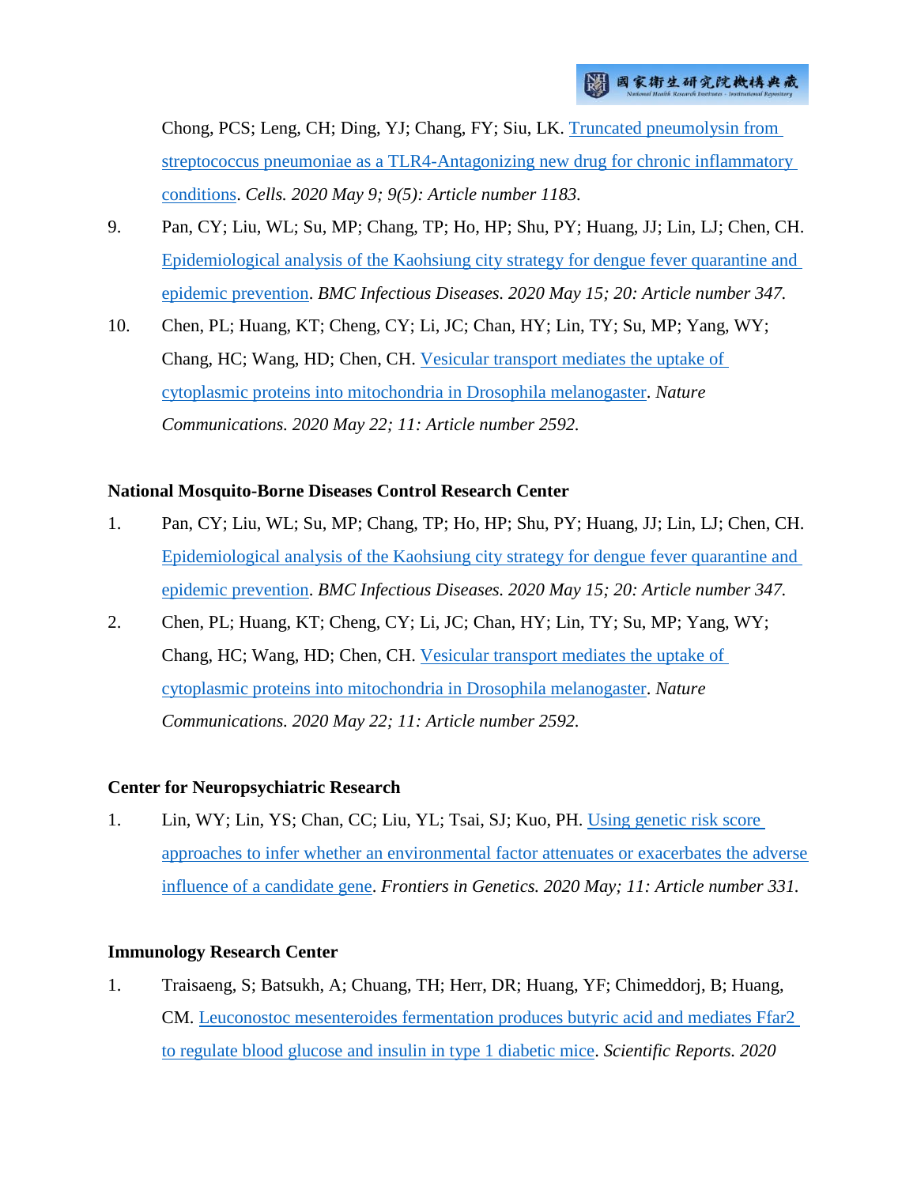Chong, PCS; Leng, CH; Ding, YJ; Chang, FY; Siu, LK. Truncated pneumolysin from streptococcus pneumoniae as a TLR4-Antagonizing new drug for chronic inflammatory conditions. *Cells. 2020 May 9; 9(5): Article number 1183.*

9. Pan, CY; Liu, WL; Su, MP; Chang, TP; Ho, HP; Shu, PY; Huang, JJ; Lin, LJ; Chen, CH. Epidemiological analysis of the Kaohsiung city strategy for dengue fever quarantine and epidemic prevention. *BMC Infectious Diseases. 2020 May 15; 20: Article number 347.*
10. Chen, PL; Huang, KT; Cheng, CY; Li, JC; Chan, HY; Lin, TY; Su, MP; Yang, WY; Chang, HC; Wang, HD; Chen, CH. Vesicular transport mediates the uptake of cytoplasmic proteins into mitochondria in Drosophila melanogaster. *Nature Communications. 2020 May 22; 11: Article number 2592.*

**National Mosquito-Borne Diseases Control Research Center**

1. Pan, CY; Liu, WL; Su, MP; Chang, TP; Ho, HP; Shu, PY; Huang, JJ; Lin, LJ; Chen, CH. Epidemiological analysis of the Kaohsiung city strategy for dengue fever quarantine and epidemic prevention. *BMC Infectious Diseases. 2020 May 15; 20: Article number 347.*
2. Chen, PL; Huang, KT; Cheng, CY; Li, JC; Chan, HY; Lin, TY; Su, MP; Yang, WY; Chang, HC; Wang, HD; Chen, CH. Vesicular transport mediates the uptake of cytoplasmic proteins into mitochondria in Drosophila melanogaster. *Nature Communications. 2020 May 22; 11: Article number 2592.*

**Center for Neuropsychiatric Research**

1. Lin, WY; Lin, YS; Chan, CC; Liu, YL; Tsai, SJ; Kuo, PH. Using genetic risk score approaches to infer whether an environmental factor attenuates or exacerbates the adverse influence of a candidate gene. *Frontiers in Genetics. 2020 May; 11: Article number 331.*

**Immunology Research Center**

1. Traisaeng, S; Batsukh, A; Chuang, TH; Herr, DR; Huang, YF; Chimeddorj, B; Huang, CM. Leuconostoc mesenteroides fermentation produces butyric acid and mediates Ffar2 to regulate blood glucose and insulin in type 1 diabetic mice. *Scientific Reports. 2020*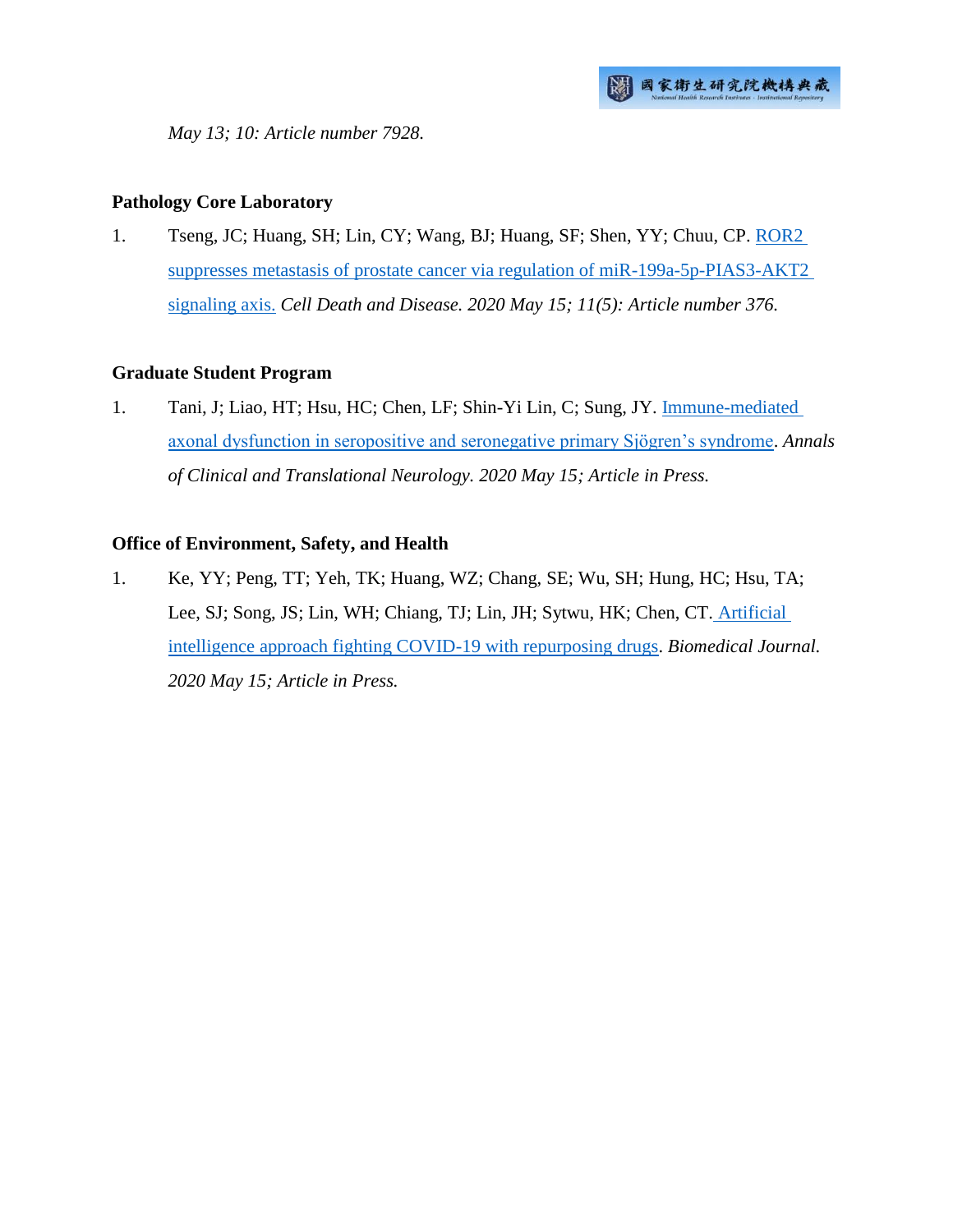*May 13; 10: Article number 7928.*

**Pathology Core Laboratory**

1. Tseng, JC; Huang, SH; Lin, CY; Wang, BJ; Huang, SF; Shen, YY; Chuu, CP. ROR2 suppresses metastasis of prostate cancer via regulation of miR-199a-5p-PIAS3-AKT2 signaling axis. *Cell Death and Disease. 2020 May 15; 11(5): Article number 376.*

**Graduate Student Program**

1. Tani, J; Liao, HT; Hsu, HC; Chen, LF; Shin-Yi Lin, C; Sung, JY. Immune-mediated axonal dysfunction in seropositive and seronegative primary Sjögren's syndrome. *Annals of Clinical and Translational Neurology. 2020 May 15; Article in Press.*

**Office of Environment, Safety, and Health**

1. Ke, YY; Peng, TT; Yeh, TK; Huang, WZ; Chang, SE; Wu, SH; Hung, HC; Hsu, TA; Lee, SJ; Song, JS; Lin, WH; Chiang, TJ; Lin, JH; Sytwu, HK; Chen, CT. Artificial intelligence approach fighting COVID-19 with repurposing drugs. *Biomedical Journal. 2020 May 15; Article in Press.*